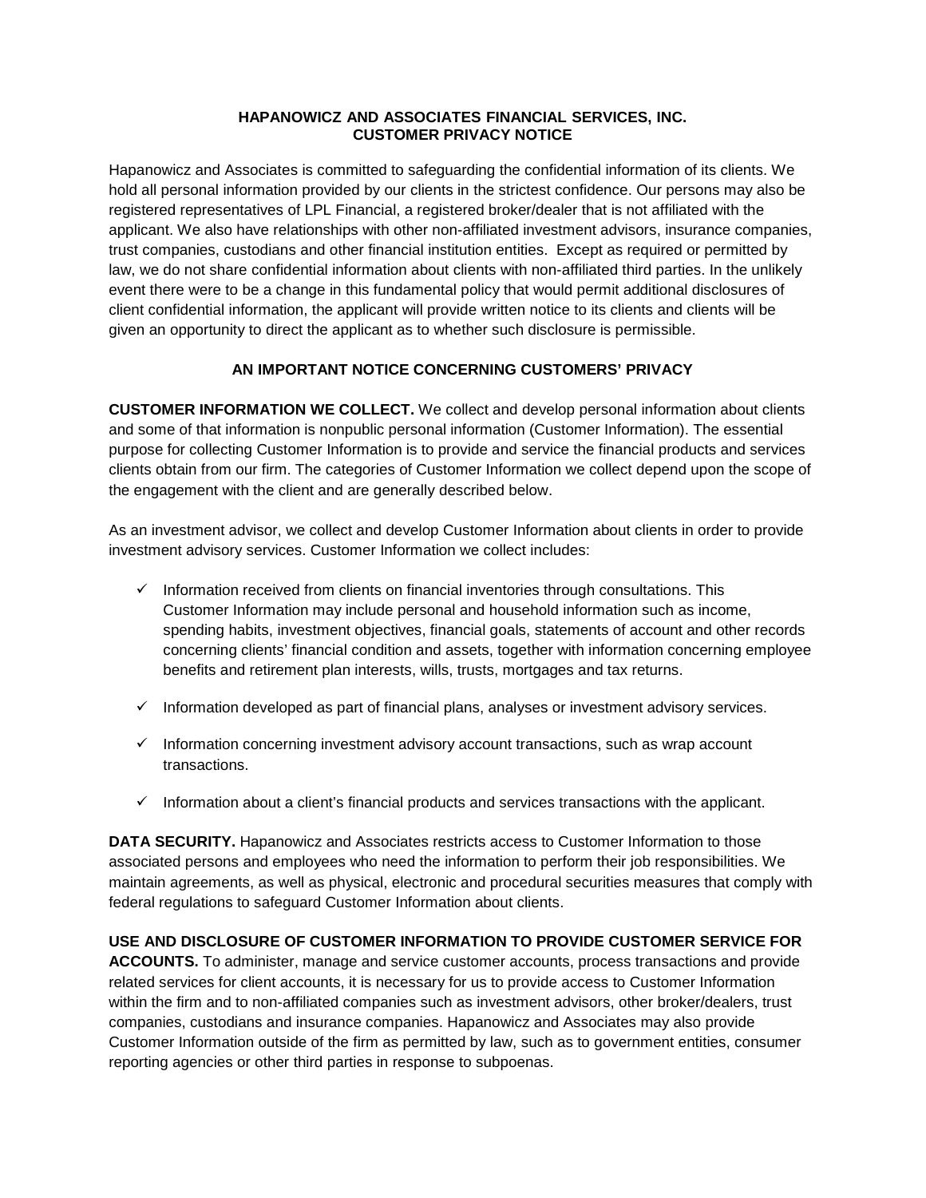# HAPANOWICZ AND ASSOCIATES FINANCIAL SERVICES, INC.
# CUSTOMER PRIVACY NOTICE

Hapanowicz and Associates is committed to safeguarding the confidential information of its clients. We hold all personal information provided by our clients in the strictest confidence. Our persons may also be registered representatives of LPL Financial, a registered broker/dealer that is not affiliated with the applicant. We also have relationships with other non-affiliated investment advisors, insurance companies, trust companies, custodians and other financial institution entities. Except as required or permitted by law, we do not share confidential information about clients with non-affiliated third parties. In the unlikely event there were to be a change in this fundamental policy that would permit additional disclosures of client confidential information, the applicant will provide written notice to its clients and clients will be given an opportunity to direct the applicant as to whether such disclosure is permissible.

## AN IMPORTANT NOTICE CONCERNING CUSTOMERS' PRIVACY

**CUSTOMER INFORMATION WE COLLECT.** We collect and develop personal information about clients and some of that information is nonpublic personal information (Customer Information). The essential purpose for collecting Customer Information is to provide and service the financial products and services clients obtain from our firm. The categories of Customer Information we collect depend upon the scope of the engagement with the client and are generally described below.

As an investment advisor, we collect and develop Customer Information about clients in order to provide investment advisory services. Customer Information we collect includes:

- ✓ Information received from clients on financial inventories through consultations. This Customer Information may include personal and household information such as income, spending habits, investment objectives, financial goals, statements of account and other records concerning clients' financial condition and assets, together with information concerning employee benefits and retirement plan interests, wills, trusts, mortgages and tax returns.
- ✓ Information developed as part of financial plans, analyses or investment advisory services.
- ✓ Information concerning investment advisory account transactions, such as wrap account transactions.
- ✓ Information about a client's financial products and services transactions with the applicant.

**DATA SECURITY.** Hapanowicz and Associates restricts access to Customer Information to those associated persons and employees who need the information to perform their job responsibilities. We maintain agreements, as well as physical, electronic and procedural securities measures that comply with federal regulations to safeguard Customer Information about clients.

**USE AND DISCLOSURE OF CUSTOMER INFORMATION TO PROVIDE CUSTOMER SERVICE FOR ACCOUNTS.** To administer, manage and service customer accounts, process transactions and provide related services for client accounts, it is necessary for us to provide access to Customer Information within the firm and to non-affiliated companies such as investment advisors, other broker/dealers, trust companies, custodians and insurance companies. Hapanowicz and Associates may also provide Customer Information outside of the firm as permitted by law, such as to government entities, consumer reporting agencies or other third parties in response to subpoenas.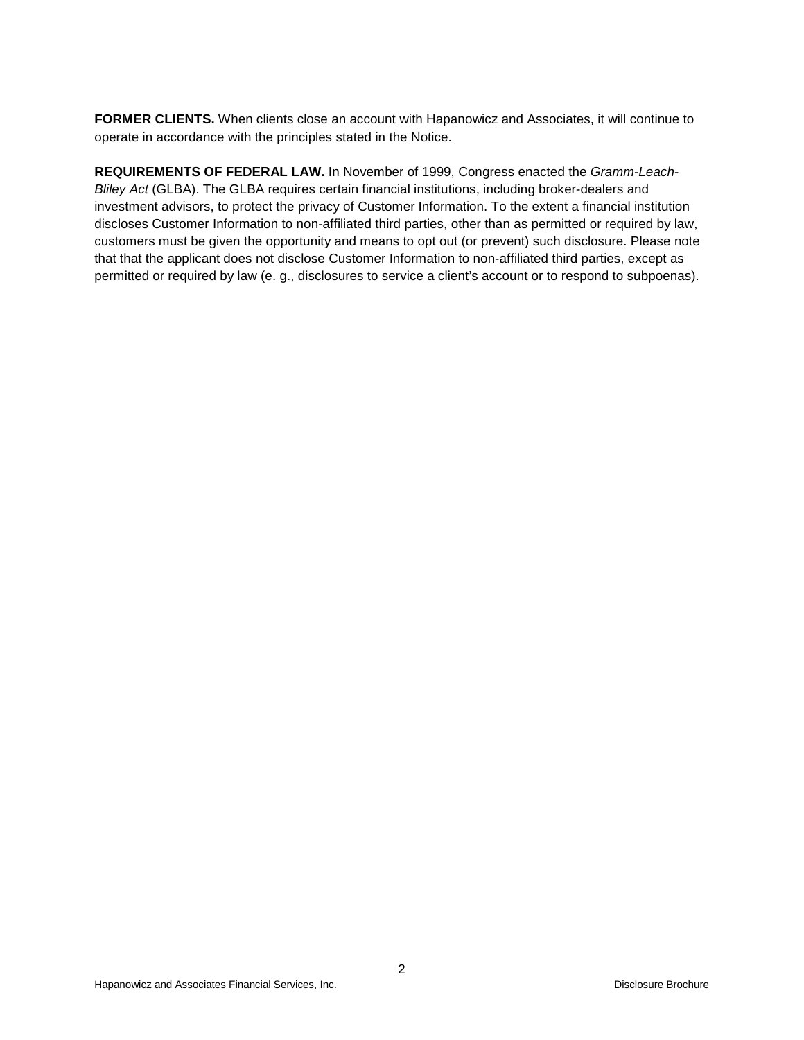**FORMER CLIENTS.** When clients close an account with Hapanowicz and Associates, it will continue to operate in accordance with the principles stated in the Notice.

**REQUIREMENTS OF FEDERAL LAW.** In November of 1999, Congress enacted the *Gramm-Leach-Bliley Act* (GLBA). The GLBA requires certain financial institutions, including broker-dealers and investment advisors, to protect the privacy of Customer Information. To the extent a financial institution discloses Customer Information to non-affiliated third parties, other than as permitted or required by law, customers must be given the opportunity and means to opt out (or prevent) such disclosure. Please note that that the applicant does not disclose Customer Information to non-affiliated third parties, except as permitted or required by law (e. g., disclosures to service a client's account or to respond to subpoenas).